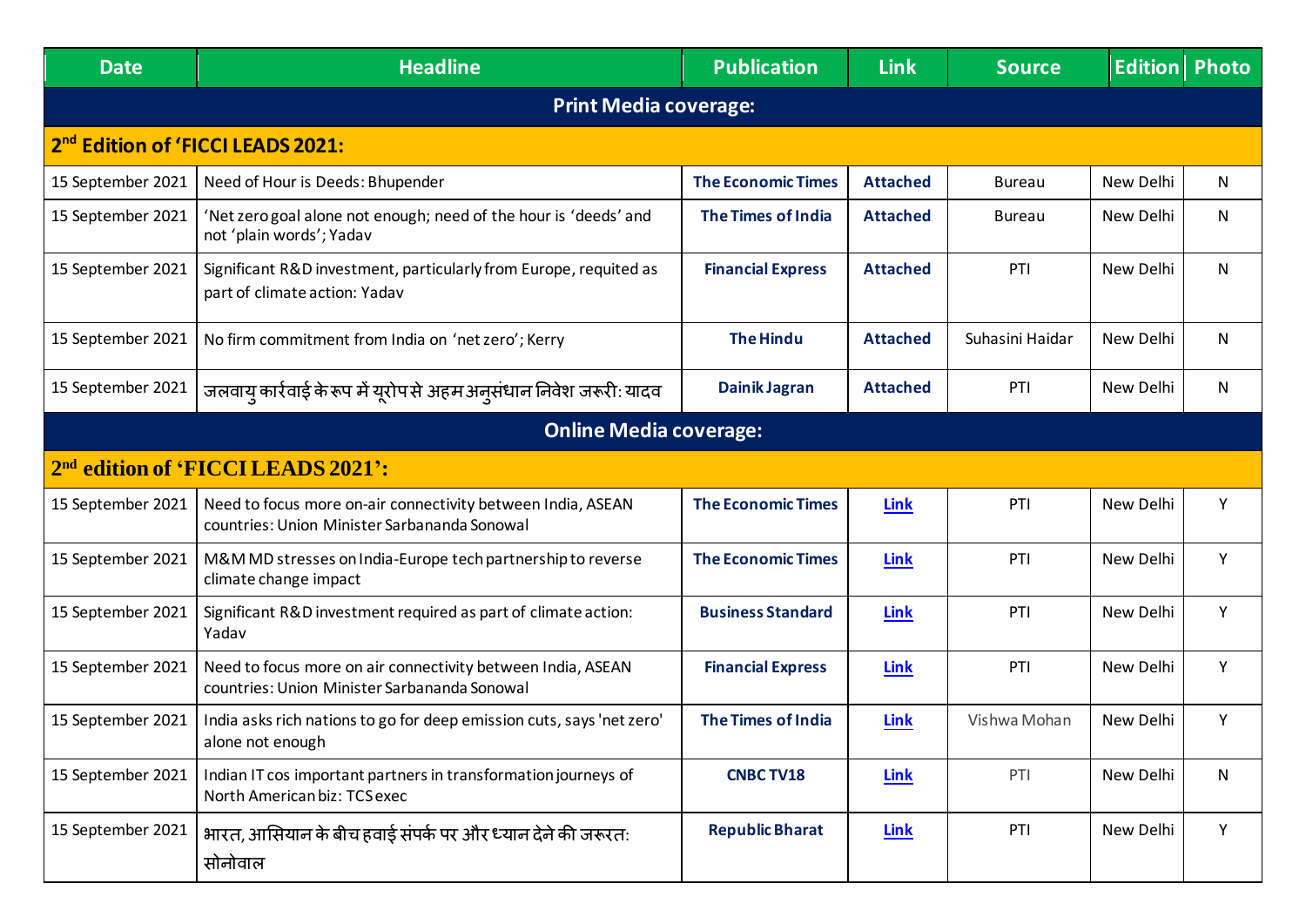| Date | Headline | Publication | Link | Source | Edition | Photo |
|---|---|---|---|---|---|---|
| **Print Media coverage:** | | | | | | |
| **2nd Edition of 'FICCI LEADS 2021:** | | | | | | |
| 15 September 2021 | Need of Hour is Deeds: Bhupender | **The Economic Times** | **Attached** | Bureau | New Delhi | N |
| 15 September 2021 | 'Net zero goal alone not enough; need of the hour is 'deeds' and not 'plain words'; Yadav | **The Times of India** | **Attached** | Bureau | New Delhi | N |
| 15 September 2021 | Significant R&D investment, particularly from Europe, requited as part of climate action: Yadav | **Financial Express** | **Attached** | PTI | New Delhi | N |
| 15 September 2021 | No firm commitment from India on 'net zero'; Kerry | **The Hindu** | **Attached** | Suhasini Haidar | New Delhi | N |
| 15 September 2021 | जलवायु कार्रवाई के रूप में यूरोप से अहम अनुसंधान निवेश जरूरी: यादव | **Dainik Jagran** | **Attached** | PTI | New Delhi | N |
| **Online Media coverage:** | | | | | | |
| **2nd edition of 'FICCI LEADS 2021':** | | | | | | |
| 15 September 2021 | Need to focus more on-air connectivity between India, ASEAN countries: Union Minister Sarbananda Sonowal | **The Economic Times** | **Link** | PTI | New Delhi | Y |
| 15 September 2021 | M&M MD stresses on India-Europe tech partnership to reverse climate change impact | **The Economic Times** | **Link** | PTI | New Delhi | Y |
| 15 September 2021 | Significant R&D investment required as part of climate action: Yadav | **Business Standard** | **Link** | PTI | New Delhi | Y |
| 15 September 2021 | Need to focus more on air connectivity between India, ASEAN countries: Union Minister Sarbananda Sonowal | **Financial Express** | **Link** | PTI | New Delhi | Y |
| 15 September 2021 | India asks rich nations to go for deep emission cuts, says 'net zero' alone not enough | **The Times of India** | **Link** | Vishwa Mohan | New Delhi | Y |
| 15 September 2021 | Indian IT cos important partners in transformation journeys of North American biz: TCS exec | **CNBC TV18** | **Link** | PTI | New Delhi | N |
| 15 September 2021 | भारत, आसियान के बीच हवाई संपर्क पर और ध्यान देने की जरूरत: सोनोवाल | **Republic Bharat** | **Link** | PTI | New Delhi | Y |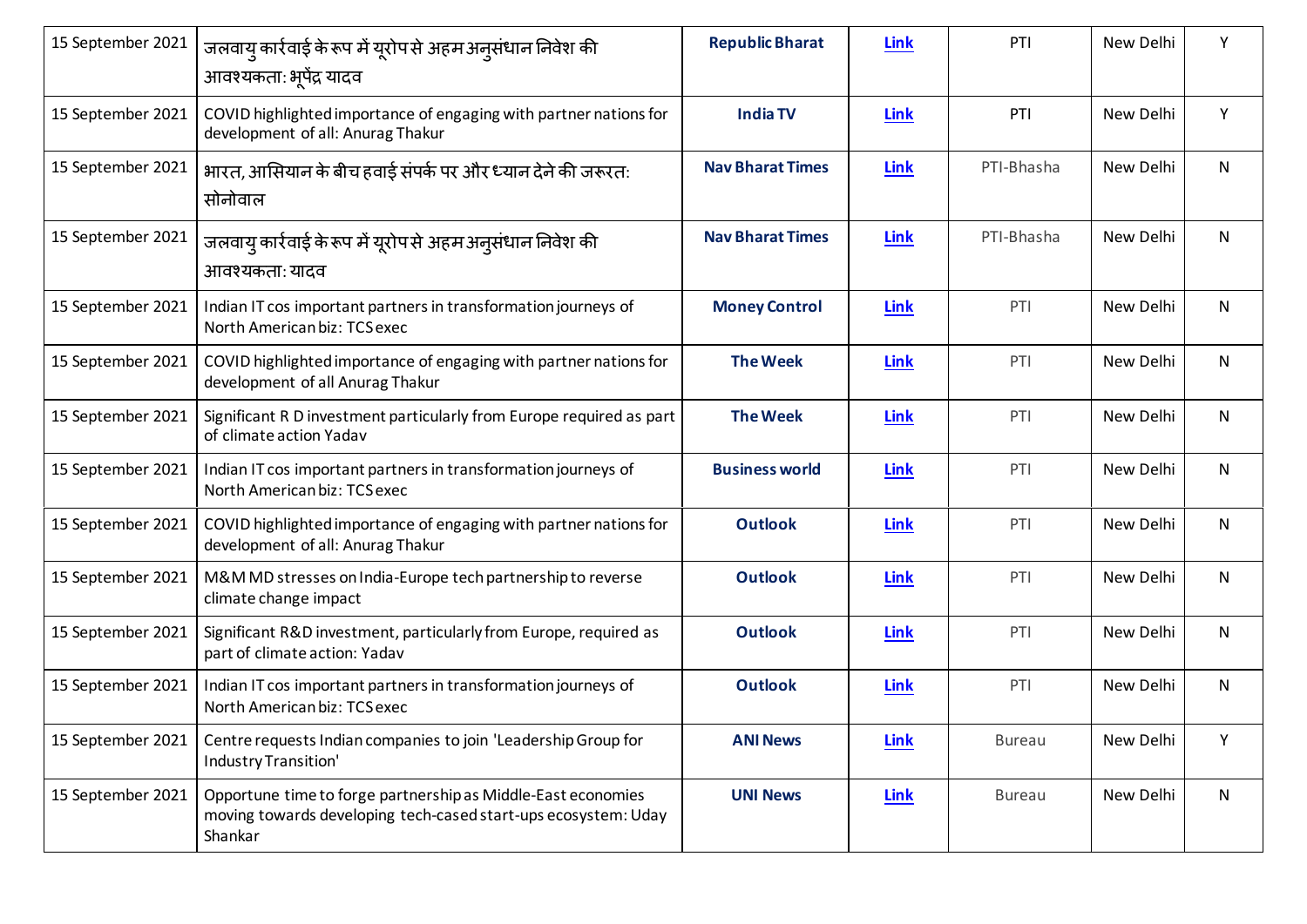| 15 September 2021 | जलवायु कार्रवाई के रूप में यूरोप से अहम अनुसंधान निवेश की आवश्यकता: भूपेंद्र यादव | **Republic Bharat** | Link | PTI | New Delhi | Y |
|---|---|---|---|---|---|---|
| 15 September 2021 | COVID highlighted importance of engaging with partner nations for development of all: Anurag Thakur | **India TV** | Link | PTI | New Delhi | Y |
| 15 September 2021 | भारत, आसियान के बीच हवाई संपर्क पर और ध्यान देने की जरूरत: सोनोवाल | **Nav Bharat Times** | Link | PTI-Bhasha | New Delhi | N |
| 15 September 2021 | जलवायु कार्रवाई के रूप में यूरोप से अहम अनुसंधान निवेश की आवश्यकता: यादव | **Nav Bharat Times** | Link | PTI-Bhasha | New Delhi | N |
| 15 September 2021 | Indian IT cos important partners in transformation journeys of North American biz: TCS exec | **Money Control** | Link | PTI | New Delhi | N |
| 15 September 2021 | COVID highlighted importance of engaging with partner nations for development of all Anurag Thakur | **The Week** | Link | PTI | New Delhi | N |
| 15 September 2021 | Significant R D investment particularly from Europe required as part of climate action Yadav | **The Week** | Link | PTI | New Delhi | N |
| 15 September 2021 | Indian IT cos important partners in transformation journeys of North American biz: TCS exec | **Business world** | Link | PTI | New Delhi | N |
| 15 September 2021 | COVID highlighted importance of engaging with partner nations for development of all: Anurag Thakur | **Outlook** | Link | PTI | New Delhi | N |
| 15 September 2021 | M&M MD stresses on India-Europe tech partnership to reverse climate change impact | **Outlook** | Link | PTI | New Delhi | N |
| 15 September 2021 | Significant R&D investment, particularly from Europe, required as part of climate action: Yadav | **Outlook** | Link | PTI | New Delhi | N |
| 15 September 2021 | Indian IT cos important partners in transformation journeys of North American biz: TCS exec | **Outlook** | Link | PTI | New Delhi | N |
| 15 September 2021 | Centre requests Indian companies to join 'Leadership Group for Industry Transition' | **ANI News** | Link | Bureau | New Delhi | Y |
| 15 September 2021 | Opportune time to forge partnership as Middle-East economies moving towards developing tech-cased start-ups ecosystem: Uday Shankar | **UNI News** | Link | Bureau | New Delhi | N |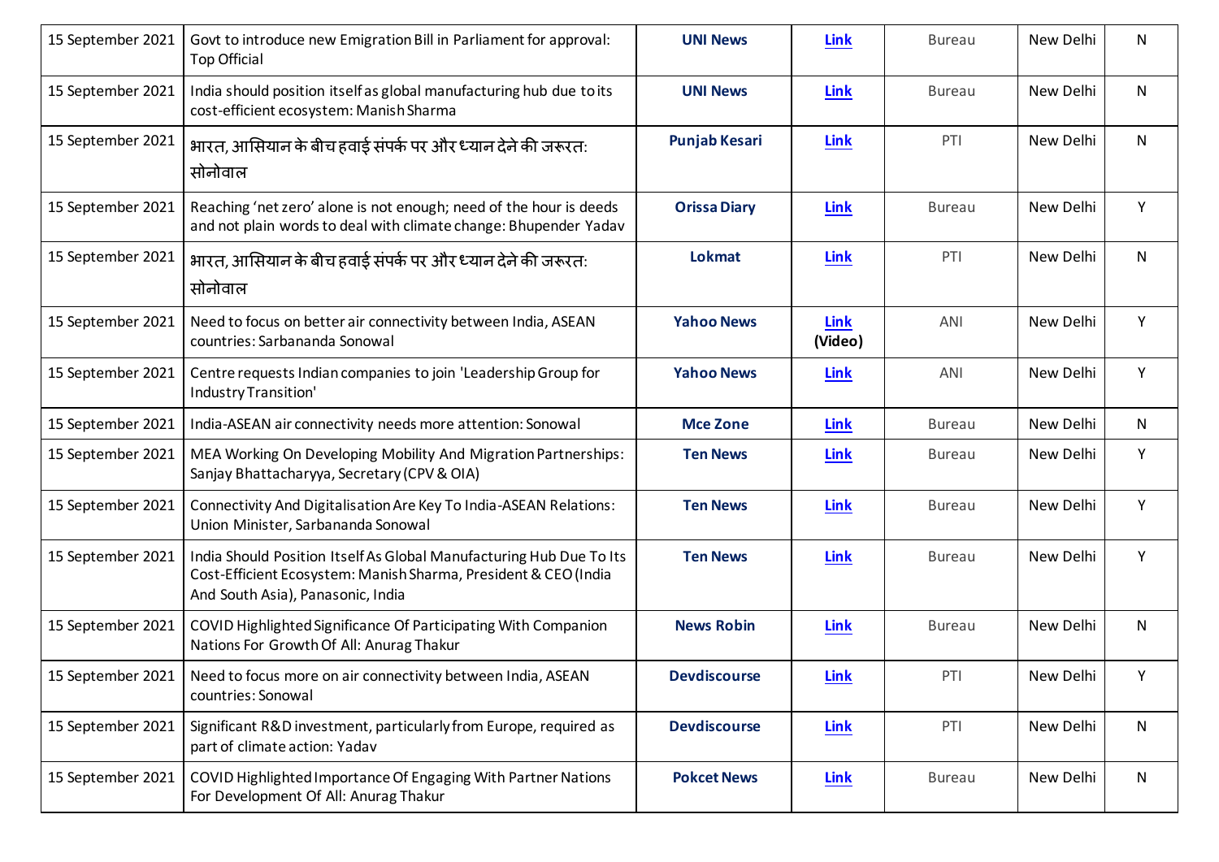| | | | | | | |
|---|---|---|---|---|---|---|
| 15 September 2021 | Govt to introduce new Emigration Bill in Parliament for approval: Top Official | **UNI News** | **Link** | Bureau | New Delhi | N |
| 15 September 2021 | India should position itself as global manufacturing hub due to its cost-efficient ecosystem: Manish Sharma | **UNI News** | **Link** | Bureau | New Delhi | N |
| 15 September 2021 | भारत, आसियान के बीच हवाई संपर्क पर और ध्यान देने की जरूरत: सोनोवाल | **Punjab Kesari** | **Link** | PTI | New Delhi | N |
| 15 September 2021 | Reaching 'net zero' alone is not enough; need of the hour is deeds and not plain words to deal with climate change: Bhupender Yadav | **Orissa Diary** | **Link** | Bureau | New Delhi | Y |
| 15 September 2021 | भारत, आसियान के बीच हवाई संपर्क पर और ध्यान देने की जरूरत: सोनोवाल | **Lokmat** | **Link** | PTI | New Delhi | N |
| 15 September 2021 | Need to focus on better air connectivity between India, ASEAN countries: Sarbananda Sonowal | **Yahoo News** | **Link (Video)** | ANI | New Delhi | Y |
| 15 September 2021 | Centre requests Indian companies to join 'Leadership Group for Industry Transition' | **Yahoo News** | **Link** | ANI | New Delhi | Y |
| 15 September 2021 | India-ASEAN air connectivity needs more attention: Sonowal | **Mce Zone** | **Link** | Bureau | New Delhi | N |
| 15 September 2021 | MEA Working On Developing Mobility And Migration Partnerships: Sanjay Bhattacharyya, Secretary (CPV & OIA) | **Ten News** | **Link** | Bureau | New Delhi | Y |
| 15 September 2021 | Connectivity And Digitalisation Are Key To India-ASEAN Relations: Union Minister, Sarbananda Sonowal | **Ten News** | **Link** | Bureau | New Delhi | Y |
| 15 September 2021 | India Should Position Itself As Global Manufacturing Hub Due To Its Cost-Efficient Ecosystem: Manish Sharma, President & CEO (India And South Asia), Panasonic, India | **Ten News** | **Link** | Bureau | New Delhi | Y |
| 15 September 2021 | COVID Highlighted Significance Of Participating With Companion Nations For Growth Of All: Anurag Thakur | **News Robin** | **Link** | Bureau | New Delhi | N |
| 15 September 2021 | Need to focus more on air connectivity between India, ASEAN countries: Sonowal | **Devdiscourse** | **Link** | PTI | New Delhi | Y |
| 15 September 2021 | Significant R&D investment, particularly from Europe, required as part of climate action: Yadav | **Devdiscourse** | **Link** | PTI | New Delhi | N |
| 15 September 2021 | COVID Highlighted Importance Of Engaging With Partner Nations For Development Of All: Anurag Thakur | **Pokcet News** | **Link** | Bureau | New Delhi | N |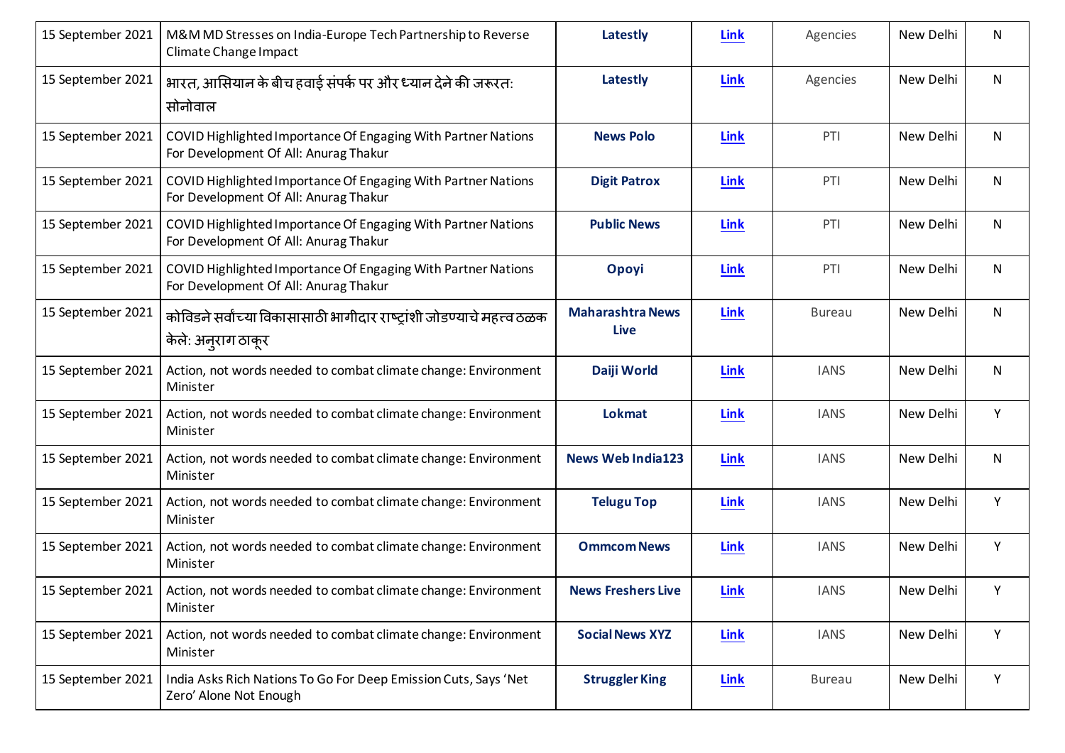| 15 September 2021 | M&M MD Stresses on India-Europe Tech Partnership to Reverse Climate Change Impact | **Latestly** | **Link** | Agencies | New Delhi | N |
|---|---|---|---|---|---|---|
| 15 September 2021 | भारत, आसियान के बीच हवाई संपर्क पर और ध्यान देने की जरूरत: सोनोवाल | **Latestly** | **Link** | Agencies | New Delhi | N |
| 15 September 2021 | COVID Highlighted Importance Of Engaging With Partner Nations For Development Of All: Anurag Thakur | **News Polo** | **Link** | PTI | New Delhi | N |
| 15 September 2021 | COVID Highlighted Importance Of Engaging With Partner Nations For Development Of All: Anurag Thakur | **Digit Patrox** | **Link** | PTI | New Delhi | N |
| 15 September 2021 | COVID Highlighted Importance Of Engaging With Partner Nations For Development Of All: Anurag Thakur | **Public News** | **Link** | PTI | New Delhi | N |
| 15 September 2021 | COVID Highlighted Importance Of Engaging With Partner Nations For Development Of All: Anurag Thakur | **Opoyi** | **Link** | PTI | New Delhi | N |
| 15 September 2021 | कोविडने सर्वांच्या विकासासाठी भागीदार राष्ट्रांशी जोडण्याचे महत्त्व ठळक केले: अनुराग ठाकूर | **Maharashtra News Live** | **Link** | Bureau | New Delhi | N |
| 15 September 2021 | Action, not words needed to combat climate change: Environment Minister | **Daiji World** | **Link** | IANS | New Delhi | N |
| 15 September 2021 | Action, not words needed to combat climate change: Environment Minister | **Lokmat** | **Link** | IANS | New Delhi | Y |
| 15 September 2021 | Action, not words needed to combat climate change: Environment Minister | **News Web India123** | **Link** | IANS | New Delhi | N |
| 15 September 2021 | Action, not words needed to combat climate change: Environment Minister | **Telugu Top** | **Link** | IANS | New Delhi | Y |
| 15 September 2021 | Action, not words needed to combat climate change: Environment Minister | **Ommcom News** | **Link** | IANS | New Delhi | Y |
| 15 September 2021 | Action, not words needed to combat climate change: Environment Minister | **News Freshers Live** | **Link** | IANS | New Delhi | Y |
| 15 September 2021 | Action, not words needed to combat climate change: Environment Minister | **Social News XYZ** | **Link** | IANS | New Delhi | Y |
| 15 September 2021 | India Asks Rich Nations To Go For Deep Emission Cuts, Says 'Net Zero' Alone Not Enough | **Struggler King** | **Link** | Bureau | New Delhi | Y |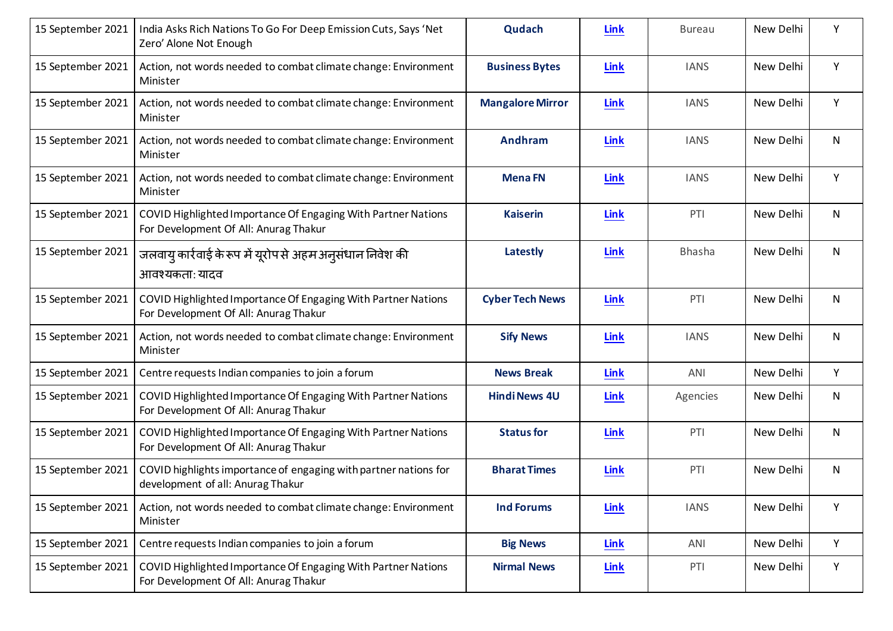| | | | | | | |
|---|---|---|---|---|---|---|
| 15 September 2021 | India Asks Rich Nations To Go For Deep Emission Cuts, Says 'Net Zero' Alone Not Enough | **Qudach** | Link | Bureau | New Delhi | Y |
| 15 September 2021 | Action, not words needed to combat climate change: Environment Minister | **Business Bytes** | Link | IANS | New Delhi | Y |
| 15 September 2021 | Action, not words needed to combat climate change: Environment Minister | **Mangalore Mirror** | Link | IANS | New Delhi | Y |
| 15 September 2021 | Action, not words needed to combat climate change: Environment Minister | **Andhram** | Link | IANS | New Delhi | N |
| 15 September 2021 | Action, not words needed to combat climate change: Environment Minister | **Mena FN** | Link | IANS | New Delhi | Y |
| 15 September 2021 | COVID Highlighted Importance Of Engaging With Partner Nations For Development Of All: Anurag Thakur | **Kaiserin** | Link | PTI | New Delhi | N |
| 15 September 2021 | जलवायु कार्रवाई के रूप में यूरोप से अहम अनुसंधान निवेश की आवश्यकता: यादव | **Latestly** | Link | Bhasha | New Delhi | N |
| 15 September 2021 | COVID Highlighted Importance Of Engaging With Partner Nations For Development Of All: Anurag Thakur | **Cyber Tech News** | Link | PTI | New Delhi | N |
| 15 September 2021 | Action, not words needed to combat climate change: Environment Minister | **Sify News** | Link | IANS | New Delhi | N |
| 15 September 2021 | Centre requests Indian companies to join a forum | **News Break** | Link | ANI | New Delhi | Y |
| 15 September 2021 | COVID Highlighted Importance Of Engaging With Partner Nations For Development Of All: Anurag Thakur | **Hindi News 4U** | Link | Agencies | New Delhi | N |
| 15 September 2021 | COVID Highlighted Importance Of Engaging With Partner Nations For Development Of All: Anurag Thakur | **Status for** | Link | PTI | New Delhi | N |
| 15 September 2021 | COVID highlights importance of engaging with partner nations for development of all: Anurag Thakur | **Bharat Times** | Link | PTI | New Delhi | N |
| 15 September 2021 | Action, not words needed to combat climate change: Environment Minister | **Ind Forums** | Link | IANS | New Delhi | Y |
| 15 September 2021 | Centre requests Indian companies to join a forum | **Big News** | Link | ANI | New Delhi | Y |
| 15 September 2021 | COVID Highlighted Importance Of Engaging With Partner Nations For Development Of All: Anurag Thakur | **Nirmal News** | Link | PTI | New Delhi | Y |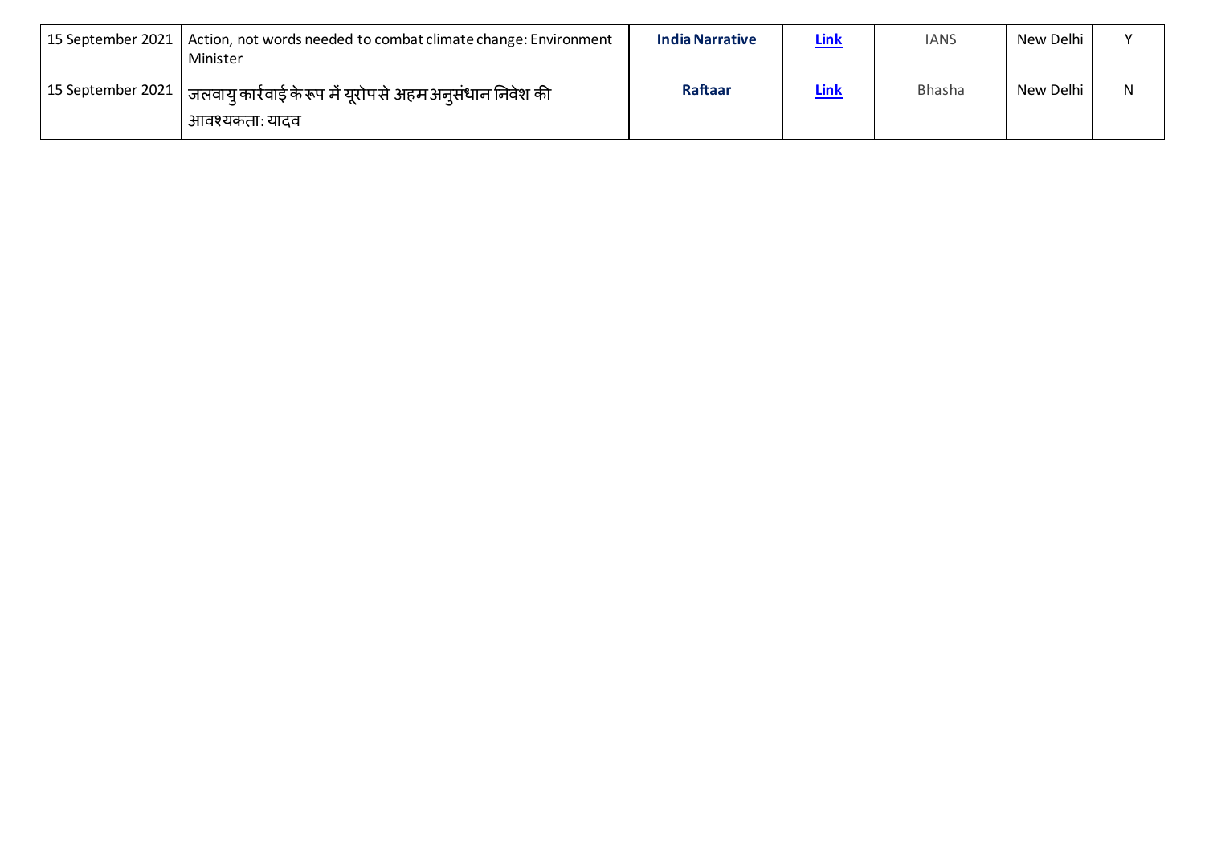| | | | | | | |
|---|---|---|---|---|---|---|
| 15 September 2021 | Action, not words needed to combat climate change: Environment Minister | **India Narrative** | **Link** | IANS | New Delhi | Y |
| 15 September 2021 | जलवायु कार्रवाई के रूप में यूरोप से अहम अनुसंधान निवेश की आवश्यकता: यादव | **Raftaar** | **Link** | Bhasha | New Delhi | N |